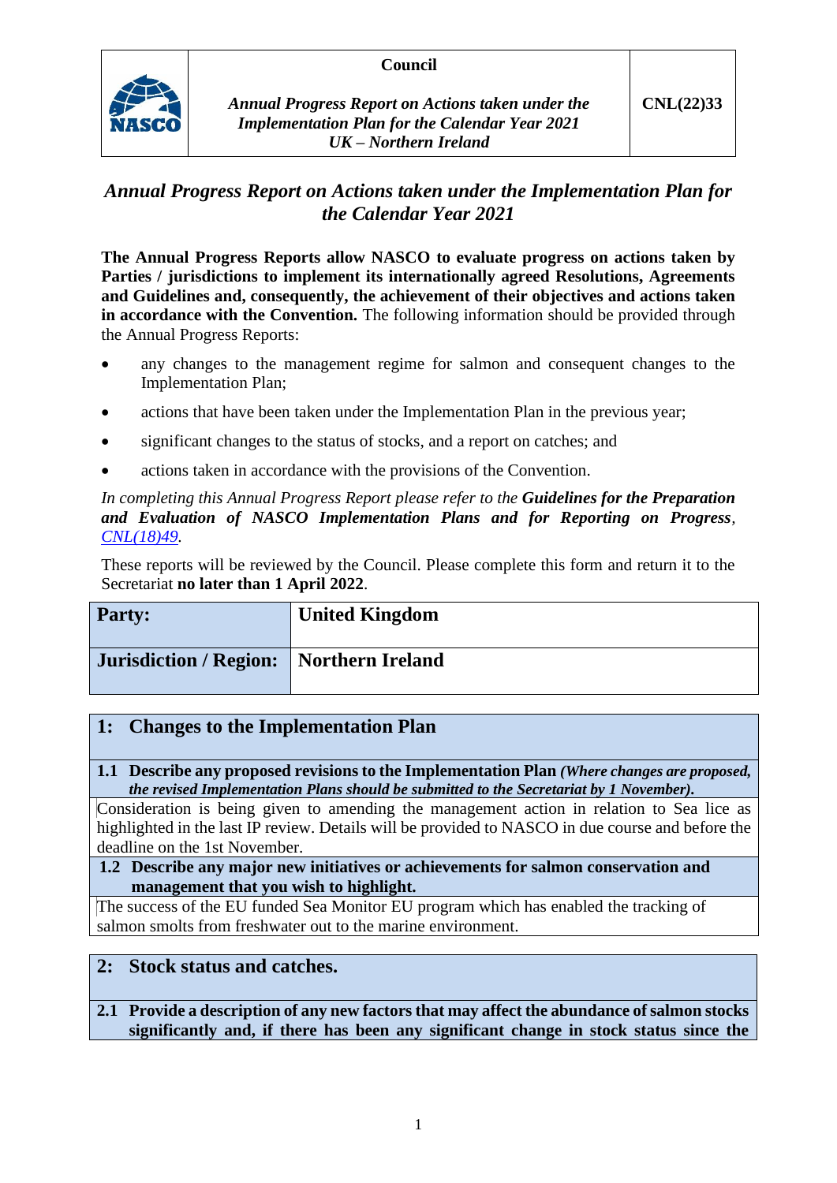| | Council | |
|---|---|---|
| NASCO | *Annual Progress Report on Actions taken under the Implementation Plan for the Calendar Year 2021* *UK – Northern Ireland* | **CNL(22)33** |

# *Annual Progress Report on Actions taken under the Implementation Plan for the Calendar Year 2021*

**The Annual Progress Reports allow NASCO to evaluate progress on actions taken by Parties / jurisdictions to implement its internationally agreed Resolutions, Agreements and Guidelines and, consequently, the achievement of their objectives and actions taken in accordance with the Convention.** The following information should be provided through the Annual Progress Reports:

- any changes to the management regime for salmon and consequent changes to the Implementation Plan;
- actions that have been taken under the Implementation Plan in the previous year;
- significant changes to the status of stocks, and a report on catches; and
- actions taken in accordance with the provisions of the Convention.

*In completing this Annual Progress Report please refer to the* ***Guidelines for the Preparation and Evaluation of NASCO Implementation Plans and for Reporting on Progress****, CNL(18)49.*

These reports will be reviewed by the Council. Please complete this form and return it to the Secretariat **no later than 1 April 2022**.

| **Party:** | **United Kingdom** |
|---|---|
| **Jurisdiction / Region:** | **Northern Ireland** |

## 1: Changes to the Implementation Plan

**1.1 Describe any proposed revisions to the Implementation Plan** ***(Where changes are proposed, the revised Implementation Plans should be submitted to the Secretariat by 1 November).***

Consideration is being given to amending the management action in relation to Sea lice as highlighted in the last IP review. Details will be provided to NASCO in due course and before the deadline on the 1st November.

**1.2 Describe any major new initiatives or achievements for salmon conservation and management that you wish to highlight.**

The success of the EU funded Sea Monitor EU program which has enabled the tracking of salmon smolts from freshwater out to the marine environment.

## 2: Stock status and catches.

**2.1 Provide a description of any new factors that may affect the abundance of salmon stocks significantly and, if there has been any significant change in stock status since the**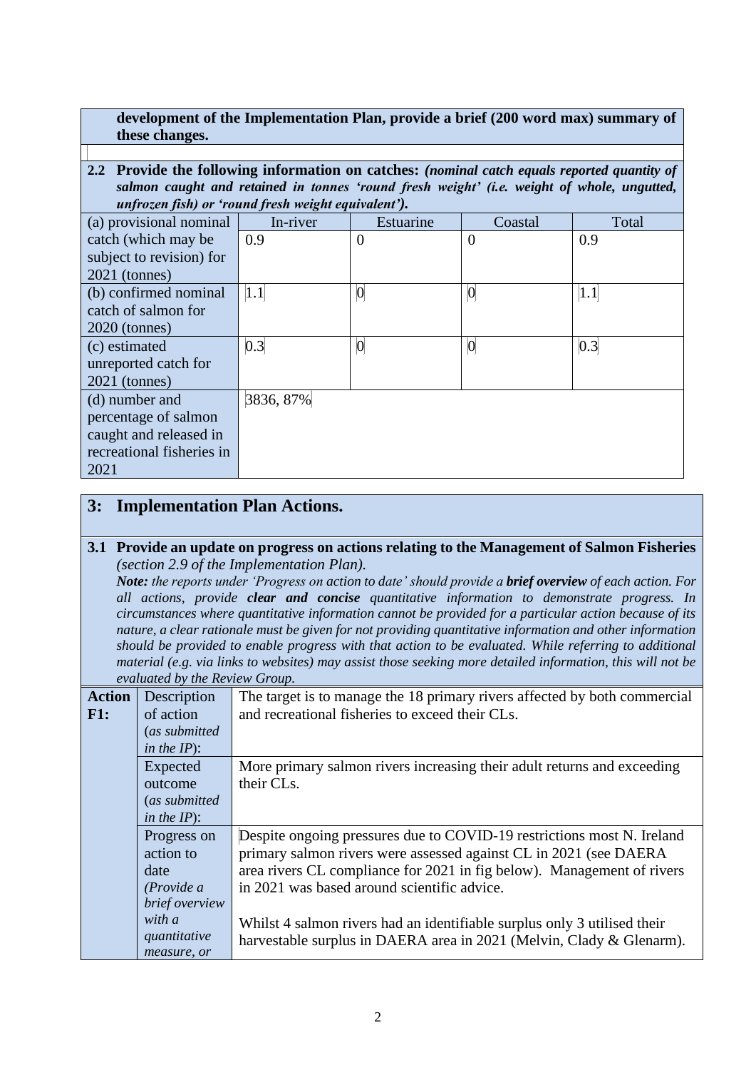**development of the Implementation Plan, provide a brief (200 word max) summary of these changes.**

**2.2 Provide the following information on catches:** ***(nominal catch equals reported quantity of salmon caught and retained in tonnes 'round fresh weight' (i.e. weight of whole, ungutted, unfrozen fish) or 'round fresh weight equivalent').***

| | In-river | Estuarine | Coastal | Total |
|---|---|---|---|---|
| (a) provisional nominal catch (which may be subject to revision) for 2021 (tonnes) | 0.9 | 0 | 0 | 0.9 |
| (b) confirmed nominal catch of salmon for 2020 (tonnes) | 1.1 | 0 | 0 | 1.1 |
| (c) estimated unreported catch for 2021 (tonnes) | 0.3 | 0 | 0 | 0.3 |
| (d) number and percentage of salmon caught and released in recreational fisheries in 2021 | 3836, 87% | | | |

## 3: Implementation Plan Actions.

**3.1 Provide an update on progress on actions relating to the Management of Salmon Fisheries** *(section 2.9 of the Implementation Plan).*

***Note:*** *the reports under 'Progress on action to date' should provide a* ***brief overview*** *of each action. For all actions, provide* ***clear and concise*** *quantitative information to demonstrate progress. In circumstances where quantitative information cannot be provided for a particular action because of its nature, a clear rationale must be given for not providing quantitative information and other information should be provided to enable progress with that action to be evaluated. While referring to additional material (e.g. via links to websites) may assist those seeking more detailed information, this will not be evaluated by the Review Group.*

| Action | | |
|---|---|---|
| **F1:** | Description of action (*as submitted in the IP*): | The target is to manage the 18 primary rivers affected by both commercial and recreational fisheries to exceed their CLs. |
| | Expected outcome (*as submitted in the IP*): | More primary salmon rivers increasing their adult returns and exceeding their CLs. |
| | Progress on action to date (*Provide a brief overview with a quantitative measure, or* | Despite ongoing pressures due to COVID-19 restrictions most N. Ireland primary salmon rivers were assessed against CL in 2021 (see DAERA area rivers CL compliance for 2021 in fig below). Management of rivers in 2021 was based around scientific advice.<br><br>Whilst 4 salmon rivers had an identifiable surplus only 3 utilised their harvestable surplus in DAERA area in 2021 (Melvin, Clady & Glenarm). |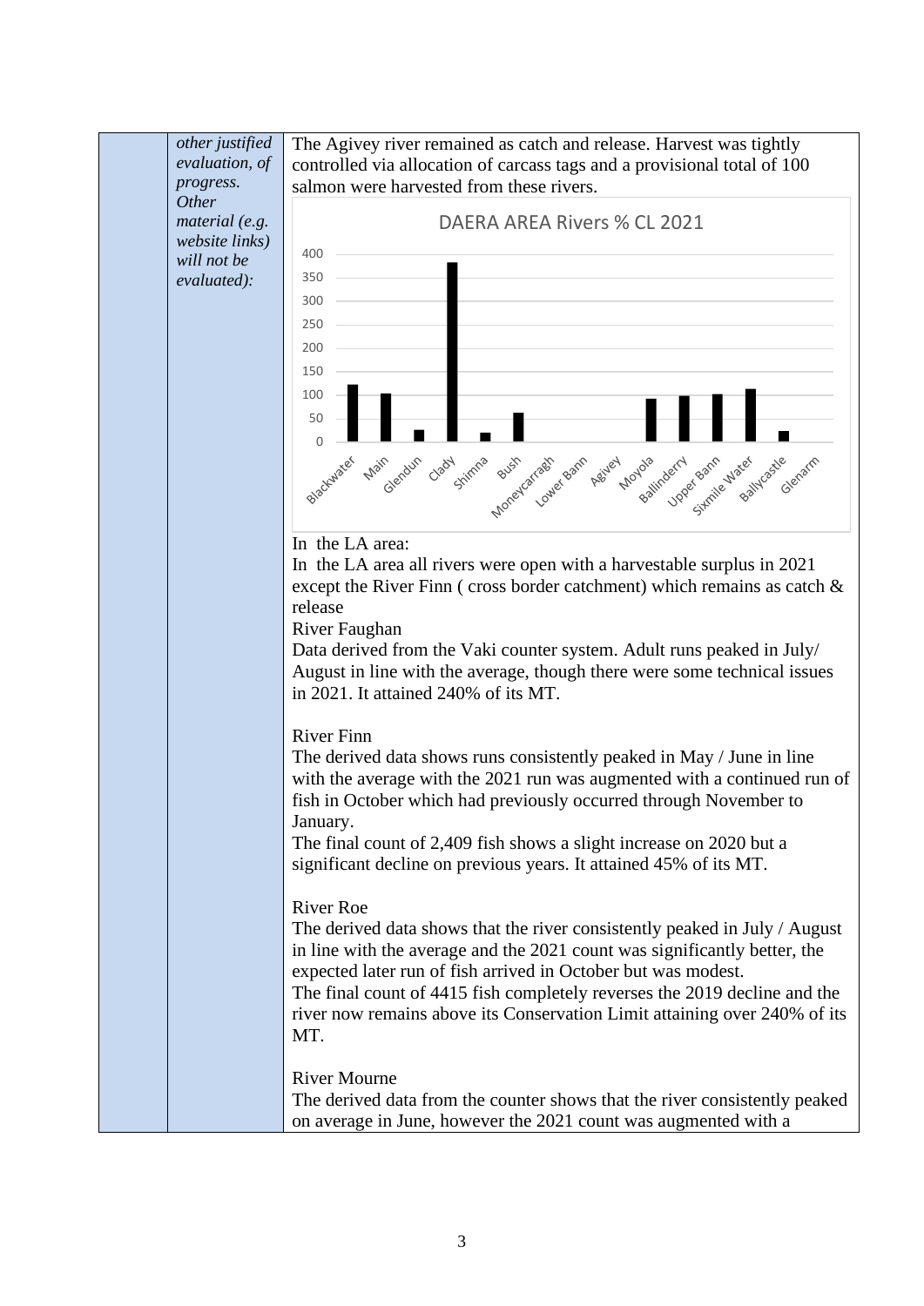| | *other justified evaluation, of progress. Other material (e.g. website links) will not be evaluated):* | The Agivey river remained as catch and release. Harvest was tightly controlled via allocation of carcass tags and a provisional total of 100 salmon were harvested from these rivers. |
|---|---|---|

DAERA AREA Rivers % CL 2021

In the LA area:

In the LA area all rivers were open with a harvestable surplus in 2021 except the River Finn ( cross border catchment) which remains as catch & release

River Faughan

Data derived from the Vaki counter system. Adult runs peaked in July/ August in line with the average, though there were some technical issues in 2021. It attained 240% of its MT.

River Finn

The derived data shows runs consistently peaked in May / June in line with the average with the 2021 run was augmented with a continued run of fish in October which had previously occurred through November to January.

The final count of 2,409 fish shows a slight increase on 2020 but a significant decline on previous years. It attained 45% of its MT.

River Roe

The derived data shows that the river consistently peaked in July / August in line with the average and the 2021 count was significantly better, the expected later run of fish arrived in October but was modest.

The final count of 4415 fish completely reverses the 2019 decline and the river now remains above its Conservation Limit attaining over 240% of its MT.

River Mourne

The derived data from the counter shows that the river consistently peaked on average in June, however the 2021 count was augmented with a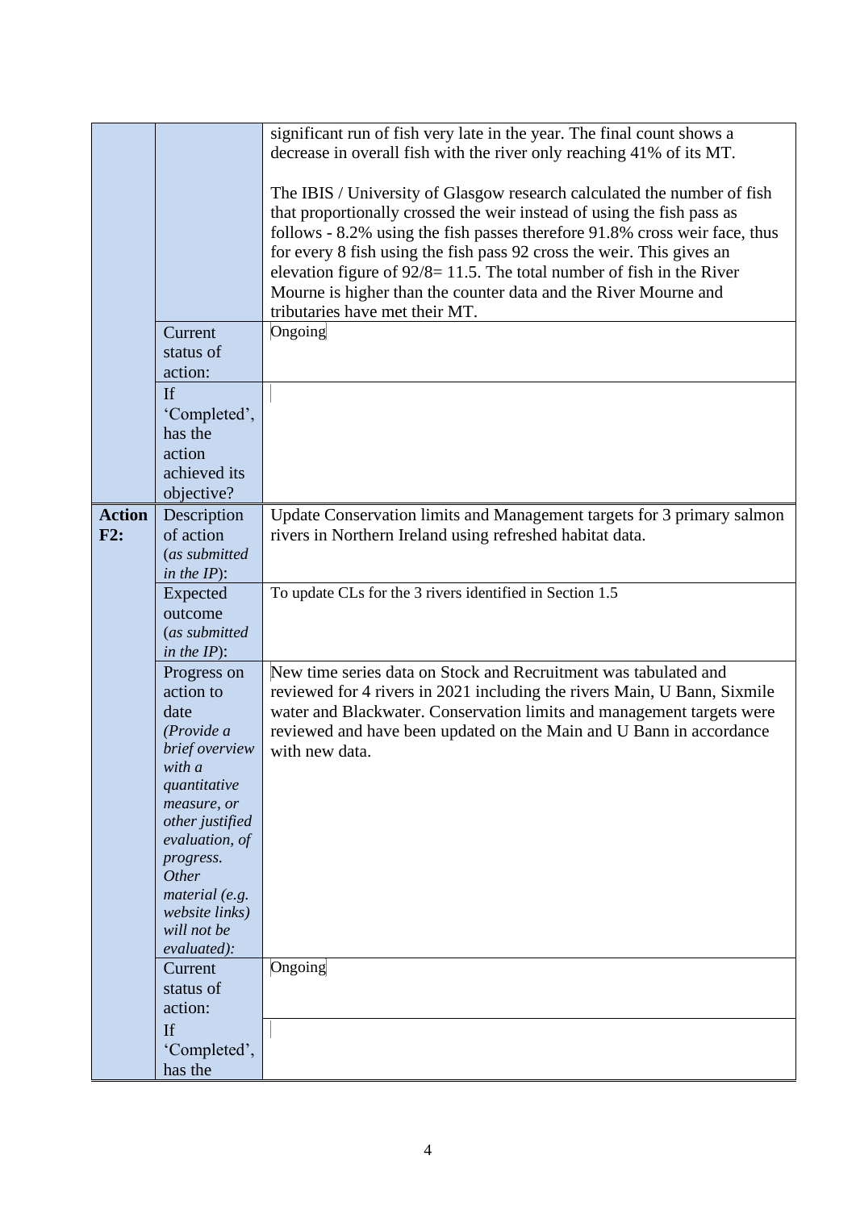| | | |
|---|---|---|
| | | significant run of fish very late in the year. The final count shows a decrease in overall fish with the river only reaching 41% of its MT.<br><br>The IBIS / University of Glasgow research calculated the number of fish that proportionally crossed the weir instead of using the fish pass as follows - 8.2% using the fish passes therefore 91.8% cross weir face, thus for every 8 fish using the fish pass 92 cross the weir. This gives an elevation figure of 92/8= 11.5. The total number of fish in the River Mourne is higher than the counter data and the River Mourne and tributaries have met their MT. |
| | Current status of action: | Ongoing |
| | If 'Completed', has the action achieved its objective? | |
| **Action F2:** | Description of action (*as submitted in the IP*): | Update Conservation limits and Management targets for 3 primary salmon rivers in Northern Ireland using refreshed habitat data. |
| | Expected outcome (*as submitted in the IP*): | To update CLs for the 3 rivers identified in Section 1.5 |
| | Progress on action to date (*Provide a brief overview with a quantitative measure, or other justified evaluation, of progress. Other material (e.g. website links) will not be evaluated*): | New time series data on Stock and Recruitment was tabulated and reviewed for 4 rivers in 2021 including the rivers Main, U Bann, Sixmile water and Blackwater. Conservation limits and management targets were reviewed and have been updated on the Main and U Bann in accordance with new data. |
| | Current status of action: | Ongoing |
| | If 'Completed', has the | |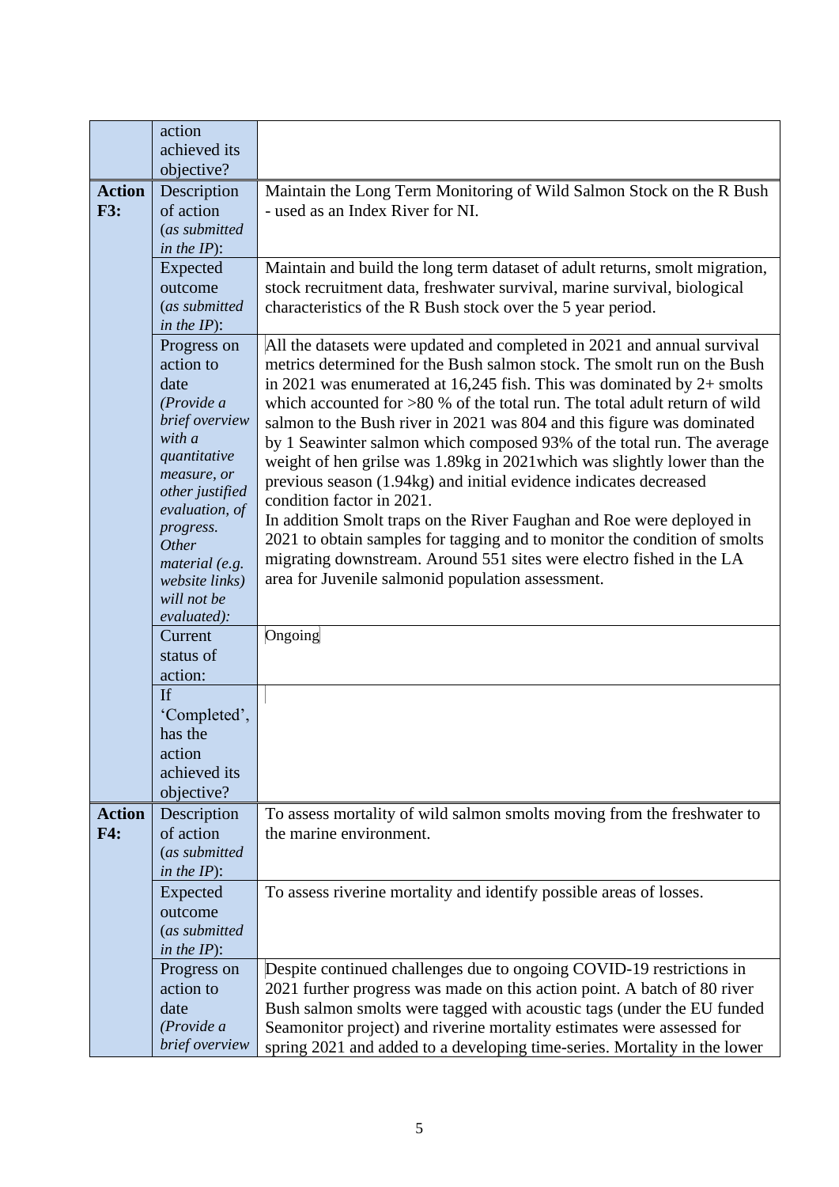| | | |
|---|---|---|
| | action achieved its objective? | |
| **Action F3:** | Description of action (*as submitted in the IP*): | Maintain the Long Term Monitoring of Wild Salmon Stock on the R Bush - used as an Index River for NI. |
| | Expected outcome (*as submitted in the IP*): | Maintain and build the long term dataset of adult returns, smolt migration, stock recruitment data, freshwater survival, marine survival, biological characteristics of the R Bush stock over the 5 year period. |
| | Progress on action to date *(Provide a brief overview with a quantitative measure, or other justified evaluation, of progress. Other material (e.g. website links) will not be evaluated):* | All the datasets were updated and completed in 2021 and annual survival metrics determined for the Bush salmon stock. The smolt run on the Bush in 2021 was enumerated at 16,245 fish. This was dominated by 2+ smolts which accounted for >80 % of the total run. The total adult return of wild salmon to the Bush river in 2021 was 804 and this figure was dominated by 1 Seawinter salmon which composed 93% of the total run. The average weight of hen grilse was 1.89kg in 2021which was slightly lower than the previous season (1.94kg) and initial evidence indicates decreased condition factor in 2021.<br>In addition Smolt traps on the River Faughan and Roe were deployed in 2021 to obtain samples for tagging and to monitor the condition of smolts migrating downstream. Around 551 sites were electro fished in the LA area for Juvenile salmonid population assessment. |
| | Current status of action: | Ongoing |
| | If 'Completed', has the action achieved its objective? | |
| **Action F4:** | Description of action (*as submitted in the IP*): | To assess mortality of wild salmon smolts moving from the freshwater to the marine environment. |
| | Expected outcome (*as submitted in the IP*): | To assess riverine mortality and identify possible areas of losses. |
| | Progress on action to date *(Provide a brief overview* | Despite continued challenges due to ongoing COVID-19 restrictions in 2021 further progress was made on this action point. A batch of 80 river Bush salmon smolts were tagged with acoustic tags (under the EU funded Seamonitor project) and riverine mortality estimates were assessed for spring 2021 and added to a developing time-series. Mortality in the lower |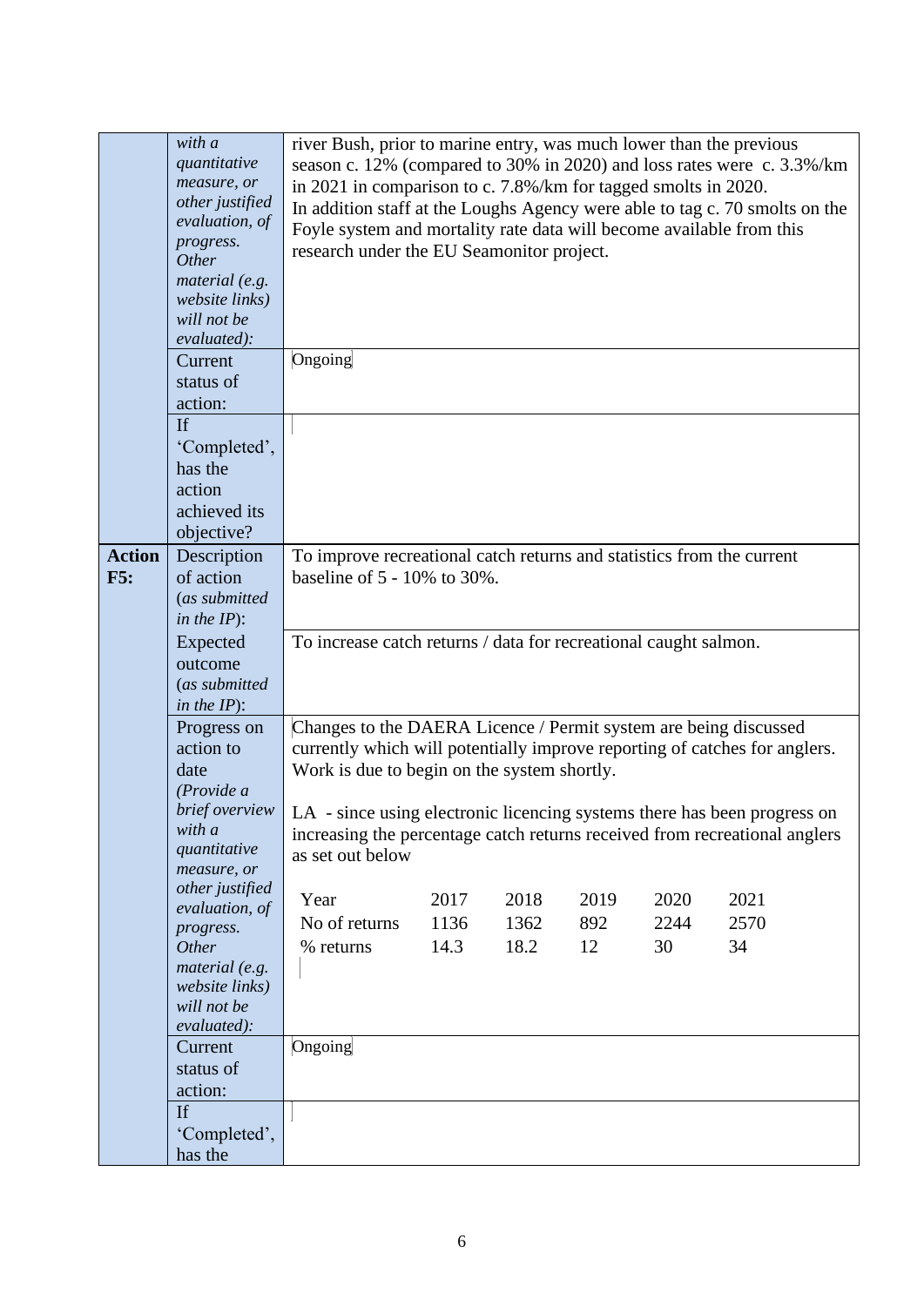| | | |
|---|---|---|
| | *with a quantitative measure, or other justified evaluation, of progress. Other material (e.g. website links) will not be evaluated):* | river Bush, prior to marine entry, was much lower than the previous season c. 12% (compared to 30% in 2020) and loss rates were c. 3.3%/km in 2021 in comparison to c. 7.8%/km for tagged smolts in 2020.<br>In addition staff at the Loughs Agency were able to tag c. 70 smolts on the Foyle system and mortality rate data will become available from this research under the EU Seamonitor project. |
| | Current status of action: | Ongoing |
| | If 'Completed', has the action achieved its objective? | |
| **Action F5:** | Description of action (*as submitted in the IP*): | To improve recreational catch returns and statistics from the current baseline of 5 - 10% to 30%. |
| | Expected outcome (*as submitted in the IP*): | To increase catch returns / data for recreational caught salmon. |
| | Progress on action to date (*Provide a brief overview with a quantitative measure, or other justified evaluation, of progress. Other material (e.g. website links) will not be evaluated):* | Changes to the DAERA Licence / Permit system are being discussed currently which will potentially improve reporting of catches for anglers. Work is due to begin on the system shortly.<br><br>LA - since using electronic licencing systems there has been progress on increasing the percentage catch returns received from recreational anglers as set out below<br><br>Year: 2017, 2018, 2019, 2020, 2021<br>No of returns: 1136, 1362, 892, 2244, 2570<br>% returns: 14.3, 18.2, 12, 30, 34 |
| | Current status of action: | Ongoing |
| | If 'Completed', has the | |

| Year | 2017 | 2018 | 2019 | 2020 | 2021 |
|---|---|---|---|---|---|
| No of returns | 1136 | 1362 | 892 | 2244 | 2570 |
| % returns | 14.3 | 18.2 | 12 | 30 | 34 |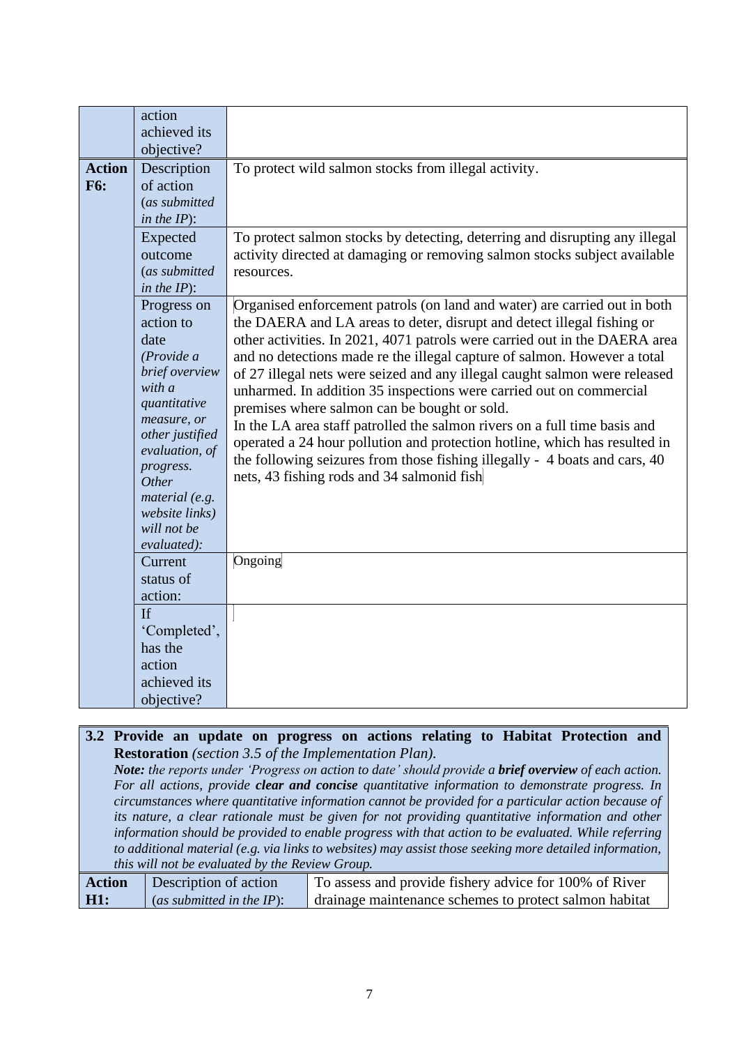| | | |
|---|---|---|
| | action achieved its objective? | |
| **Action F6:** | Description of action (*as submitted in the IP*): | To protect wild salmon stocks from illegal activity. |
| | Expected outcome (*as submitted in the IP*): | To protect salmon stocks by detecting, deterring and disrupting any illegal activity directed at damaging or removing salmon stocks subject available resources. |
| | Progress on action to date (*Provide a brief overview with a quantitative measure, or other justified evaluation, of progress. Other material (e.g. website links) will not be evaluated)*: | Organised enforcement patrols (on land and water) are carried out in both the DAERA and LA areas to deter, disrupt and detect illegal fishing or other activities. In 2021, 4071 patrols were carried out in the DAERA area and no detections made re the illegal capture of salmon. However a total of 27 illegal nets were seized and any illegal caught salmon were released unharmed. In addition 35 inspections were carried out on commercial premises where salmon can be bought or sold.<br>In the LA area staff patrolled the salmon rivers on a full time basis and operated a 24 hour pollution and protection hotline, which has resulted in the following seizures from those fishing illegally - 4 boats and cars, 40 nets, 43 fishing rods and 34 salmonid fish |
| | Current status of action: | Ongoing |
| | If 'Completed', has the action achieved its objective? | |

| **3.2 Provide an update on progress on actions relating to Habitat Protection and Restoration** *(section 3.5 of the Implementation Plan).*<br>***Note:*** *the reports under 'Progress on action to date' should provide a* ***brief overview*** *of each action. For all actions, provide* ***clear and concise*** *quantitative information to demonstrate progress. In circumstances where quantitative information cannot be provided for a particular action because of its nature, a clear rationale must be given for not providing quantitative information and other information should be provided to enable progress with that action to be evaluated. While referring to additional material (e.g. via links to websites) may assist those seeking more detailed information, this will not be evaluated by the Review Group.* | | |
|---|---|---|
| **Action H1:** | Description of action (*as submitted in the IP*): | To assess and provide fishery advice for 100% of River drainage maintenance schemes to protect salmon habitat |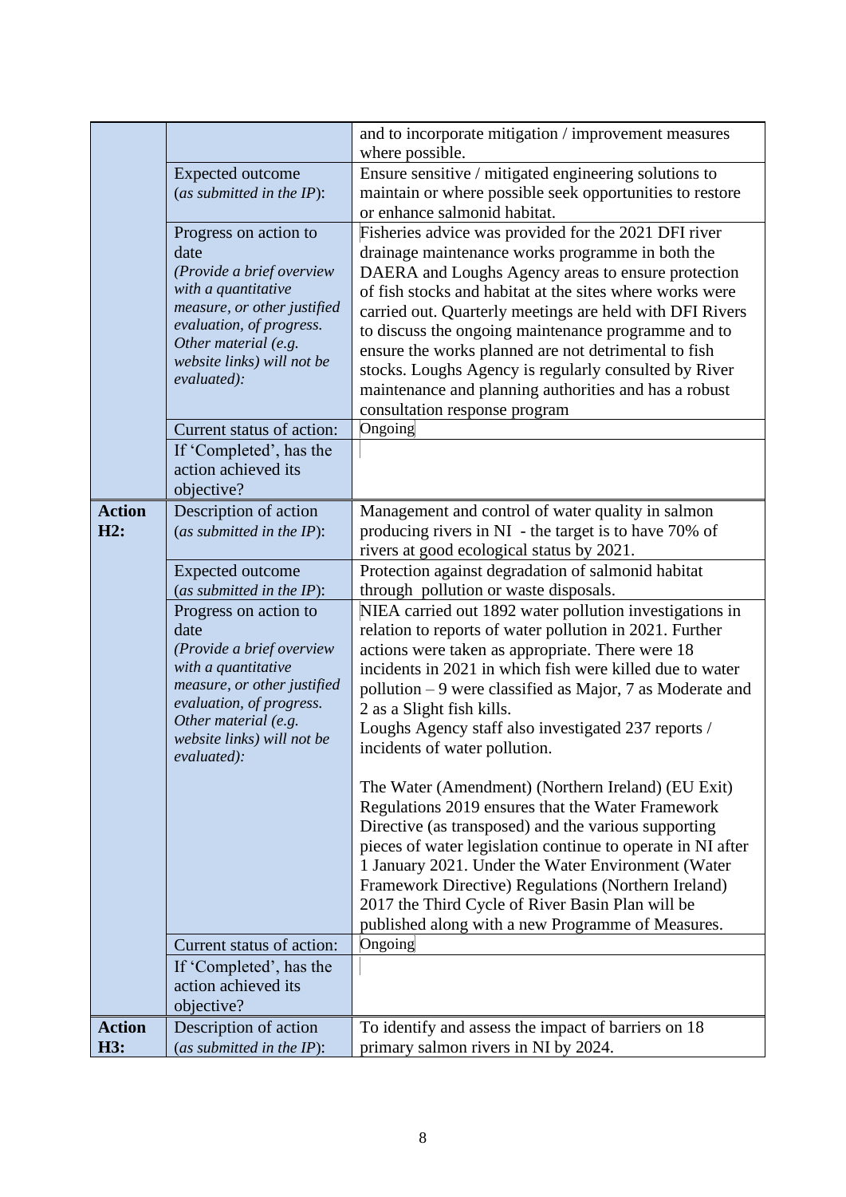| | | |
|---|---|---|
| | | and to incorporate mitigation / improvement measures where possible. |
| | Expected outcome (*as submitted in the IP*): | Ensure sensitive / mitigated engineering solutions to maintain or where possible seek opportunities to restore or enhance salmonid habitat. |
| | Progress on action to date *(Provide a brief overview with a quantitative measure, or other justified evaluation, of progress. Other material (e.g. website links) will not be evaluated):* | Fisheries advice was provided for the 2021 DFI river drainage maintenance works programme in both the DAERA and Loughs Agency areas to ensure protection of fish stocks and habitat at the sites where works were carried out. Quarterly meetings are held with DFI Rivers to discuss the ongoing maintenance programme and to ensure the works planned are not detrimental to fish stocks. Loughs Agency is regularly consulted by River maintenance and planning authorities and has a robust consultation response program |
| | Current status of action: | Ongoing |
| | If 'Completed', has the action achieved its objective? | |
| **Action H2:** | Description of action (*as submitted in the IP*): | Management and control of water quality in salmon producing rivers in NI - the target is to have 70% of rivers at good ecological status by 2021. |
| | Expected outcome (*as submitted in the IP*): | Protection against degradation of salmonid habitat through pollution or waste disposals. |
| | Progress on action to date *(Provide a brief overview with a quantitative measure, or other justified evaluation, of progress. Other material (e.g. website links) will not be evaluated):* | NIEA carried out 1892 water pollution investigations in relation to reports of water pollution in 2021. Further actions were taken as appropriate. There were 18 incidents in 2021 in which fish were killed due to water pollution – 9 were classified as Major, 7 as Moderate and 2 as a Slight fish kills.<br>Loughs Agency staff also investigated 237 reports / incidents of water pollution.<br><br>The Water (Amendment) (Northern Ireland) (EU Exit) Regulations 2019 ensures that the Water Framework Directive (as transposed) and the various supporting pieces of water legislation continue to operate in NI after 1 January 2021. Under the Water Environment (Water Framework Directive) Regulations (Northern Ireland) 2017 the Third Cycle of River Basin Plan will be published along with a new Programme of Measures. |
| | Current status of action: | Ongoing |
| | If 'Completed', has the action achieved its objective? | |
| **Action H3:** | Description of action (*as submitted in the IP*): | To identify and assess the impact of barriers on 18 primary salmon rivers in NI by 2024. |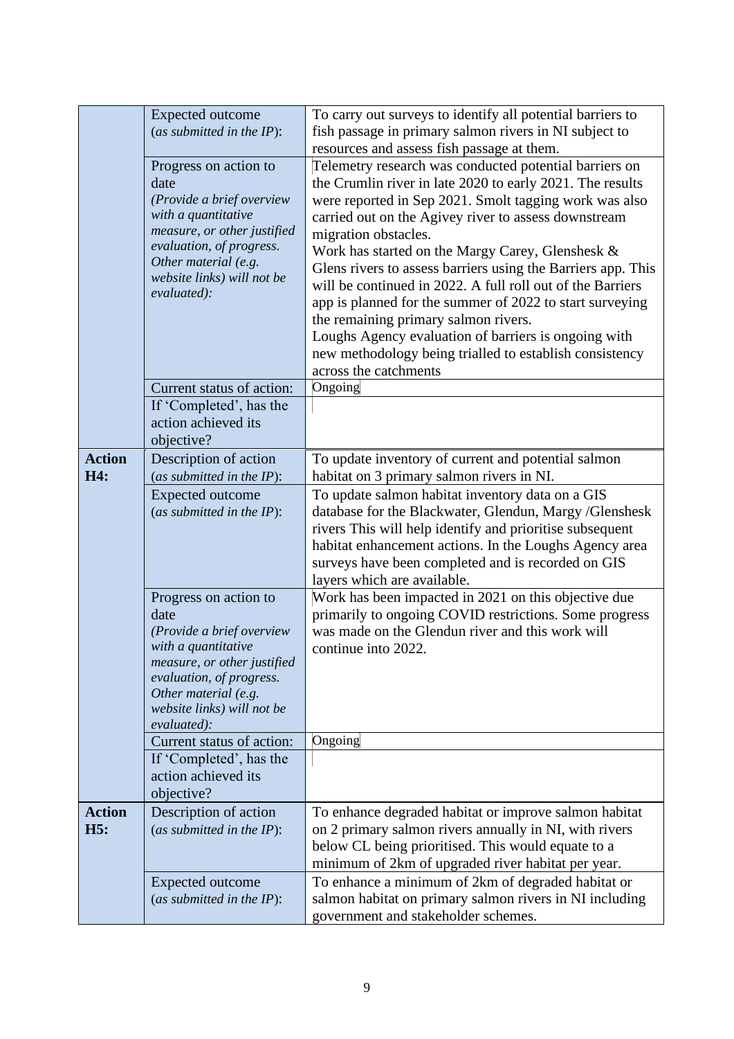| | | |
|---|---|---|
| | Expected outcome (*as submitted in the IP*): | To carry out surveys to identify all potential barriers to fish passage in primary salmon rivers in NI subject to resources and assess fish passage at them. |
| | Progress on action to date (*Provide a brief overview with a quantitative measure, or other justified evaluation, of progress. Other material (e.g. website links) will not be evaluated)*: | Telemetry research was conducted potential barriers on the Crumlin river in late 2020 to early 2021. The results were reported in Sep 2021. Smolt tagging work was also carried out on the Agivey river to assess downstream migration obstacles.<br>Work has started on the Margy Carey, Glenshesk & Glens rivers to assess barriers using the Barriers app. This will be continued in 2022. A full roll out of the Barriers app is planned for the summer of 2022 to start surveying the remaining primary salmon rivers.<br>Loughs Agency evaluation of barriers is ongoing with new methodology being trialled to establish consistency across the catchments |
| | Current status of action: | Ongoing |
| | If 'Completed', has the action achieved its objective? | |
| **Action H4:** | Description of action (*as submitted in the IP*): | To update inventory of current and potential salmon habitat on 3 primary salmon rivers in NI. |
| | Expected outcome (*as submitted in the IP*): | To update salmon habitat inventory data on a GIS database for the Blackwater, Glendun, Margy /Glenshesk rivers This will help identify and prioritise subsequent habitat enhancement actions. In the Loughs Agency area surveys have been completed and is recorded on GIS layers which are available. |
| | Progress on action to date (*Provide a brief overview with a quantitative measure, or other justified evaluation, of progress. Other material (e.g. website links) will not be evaluated)*: | Work has been impacted in 2021 on this objective due primarily to ongoing COVID restrictions. Some progress was made on the Glendun river and this work will continue into 2022. |
| | Current status of action: | Ongoing |
| | If 'Completed', has the action achieved its objective? | |
| **Action H5:** | Description of action (*as submitted in the IP*): | To enhance degraded habitat or improve salmon habitat on 2 primary salmon rivers annually in NI, with rivers below CL being prioritised. This would equate to a minimum of 2km of upgraded river habitat per year. |
| | Expected outcome (*as submitted in the IP*): | To enhance a minimum of 2km of degraded habitat or salmon habitat on primary salmon rivers in NI including government and stakeholder schemes. |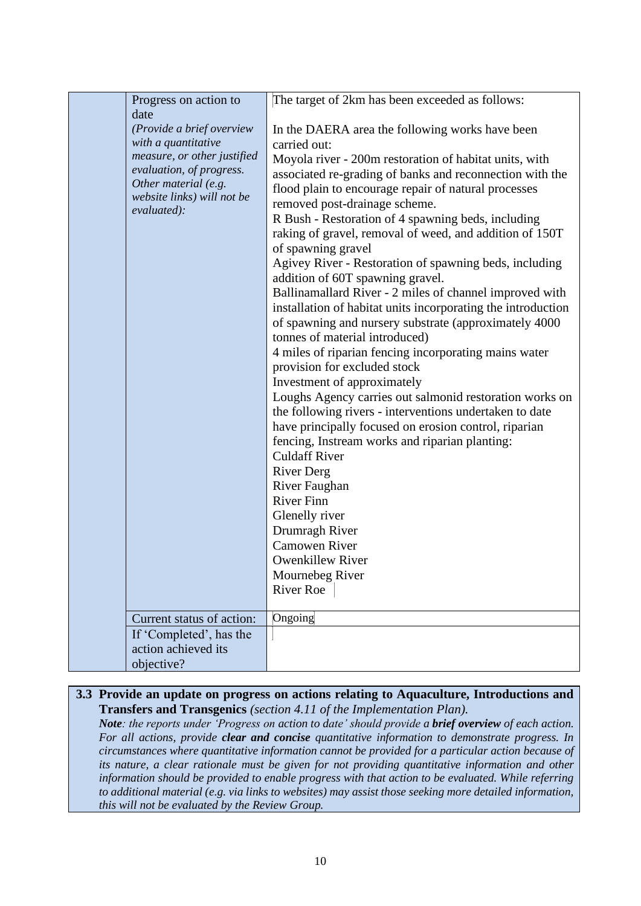| | | |
|---|---|---|
| | Progress on action to date<br>*(Provide a brief overview with a quantitative measure, or other justified evaluation, of progress. Other material (e.g. website links) will not be evaluated):* | The target of 2km has been exceeded as follows:<br><br>In the DAERA area the following works have been carried out:<br>Moyola river - 200m restoration of habitat units, with associated re-grading of banks and reconnection with the flood plain to encourage repair of natural processes removed post-drainage scheme.<br>R Bush - Restoration of 4 spawning beds, including raking of gravel, removal of weed, and addition of 150T of spawning gravel<br>Agivey River - Restoration of spawning beds, including addition of 60T spawning gravel.<br>Ballinamallard River - 2 miles of channel improved with installation of habitat units incorporating the introduction of spawning and nursery substrate (approximately 4000 tonnes of material introduced)<br>4 miles of riparian fencing incorporating mains water provision for excluded stock<br>Investment of approximately<br>Loughs Agency carries out salmonid restoration works on the following rivers - interventions undertaken to date have principally focused on erosion control, riparian fencing, Instream works and riparian planting:<br>Culdaff River<br>River Derg<br>River Faughan<br>River Finn<br>Glenelly river<br>Drumragh River<br>Camowen River<br>Owenkillew River<br>Mournebeg River<br>River Roe |
| | Current status of action: | Ongoing |
| | If 'Completed', has the action achieved its objective? | |

**3.3 Provide an update on progress on actions relating to Aquaculture, Introductions and Transfers and Transgenics** *(section 4.11 of the Implementation Plan).*

***Note****: the reports under 'Progress on action to date' should provide a* ***brief overview*** *of each action. For all actions, provide* ***clear and concise*** *quantitative information to demonstrate progress. In circumstances where quantitative information cannot be provided for a particular action because of its nature, a clear rationale must be given for not providing quantitative information and other information should be provided to enable progress with that action to be evaluated. While referring to additional material (e.g. via links to websites) may assist those seeking more detailed information, this will not be evaluated by the Review Group.*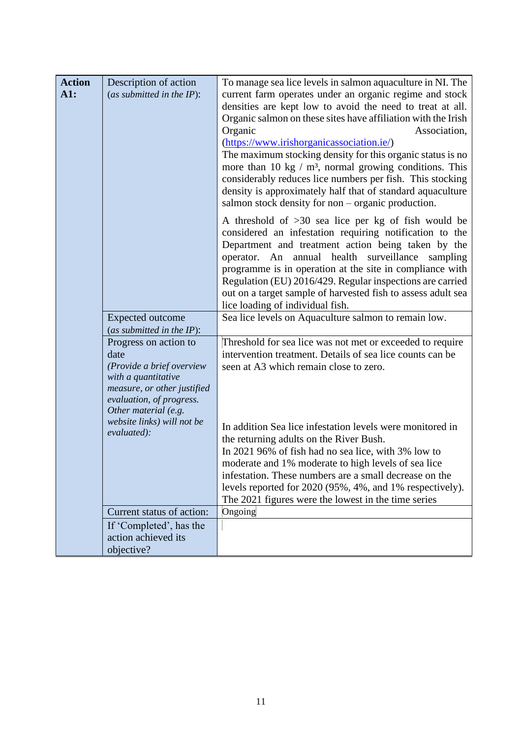| Action A1: | Description of action (*as submitted in the IP*): | To manage sea lice levels in salmon aquaculture in NI. The current farm operates under an organic regime and stock densities are kept low to avoid the need to treat at all. Organic salmon on these sites have affiliation with the Irish Organic Association, (https://www.irishorganicassociation.ie/) The maximum stocking density for this organic status is no more than 10 kg / m³, normal growing conditions. This considerably reduces lice numbers per fish. This stocking density is approximately half that of standard aquaculture salmon stock density for non – organic production.<br><br>A threshold of >30 sea lice per kg of fish would be considered an infestation requiring notification to the Department and treatment action being taken by the operator. An annual health surveillance sampling programme is in operation at the site in compliance with Regulation (EU) 2016/429. Regular inspections are carried out on a target sample of harvested fish to assess adult sea lice loading of individual fish. |
|---|---|---|
| | Expected outcome (*as submitted in the IP*): | Sea lice levels on Aquaculture salmon to remain low. |
| | Progress on action to date *(Provide a brief overview with a quantitative measure, or other justified evaluation, of progress. Other material (e.g. website links) will not be evaluated):* | Threshold for sea lice was not met or exceeded to require intervention treatment. Details of sea lice counts can be seen at A3 which remain close to zero.<br><br>In addition Sea lice infestation levels were monitored in the returning adults on the River Bush. In 2021 96% of fish had no sea lice, with 3% low to moderate and 1% moderate to high levels of sea lice infestation. These numbers are a small decrease on the levels reported for 2020 (95%, 4%, and 1% respectively). The 2021 figures were the lowest in the time series |
| | Current status of action: | Ongoing |
| | If 'Completed', has the action achieved its objective? | |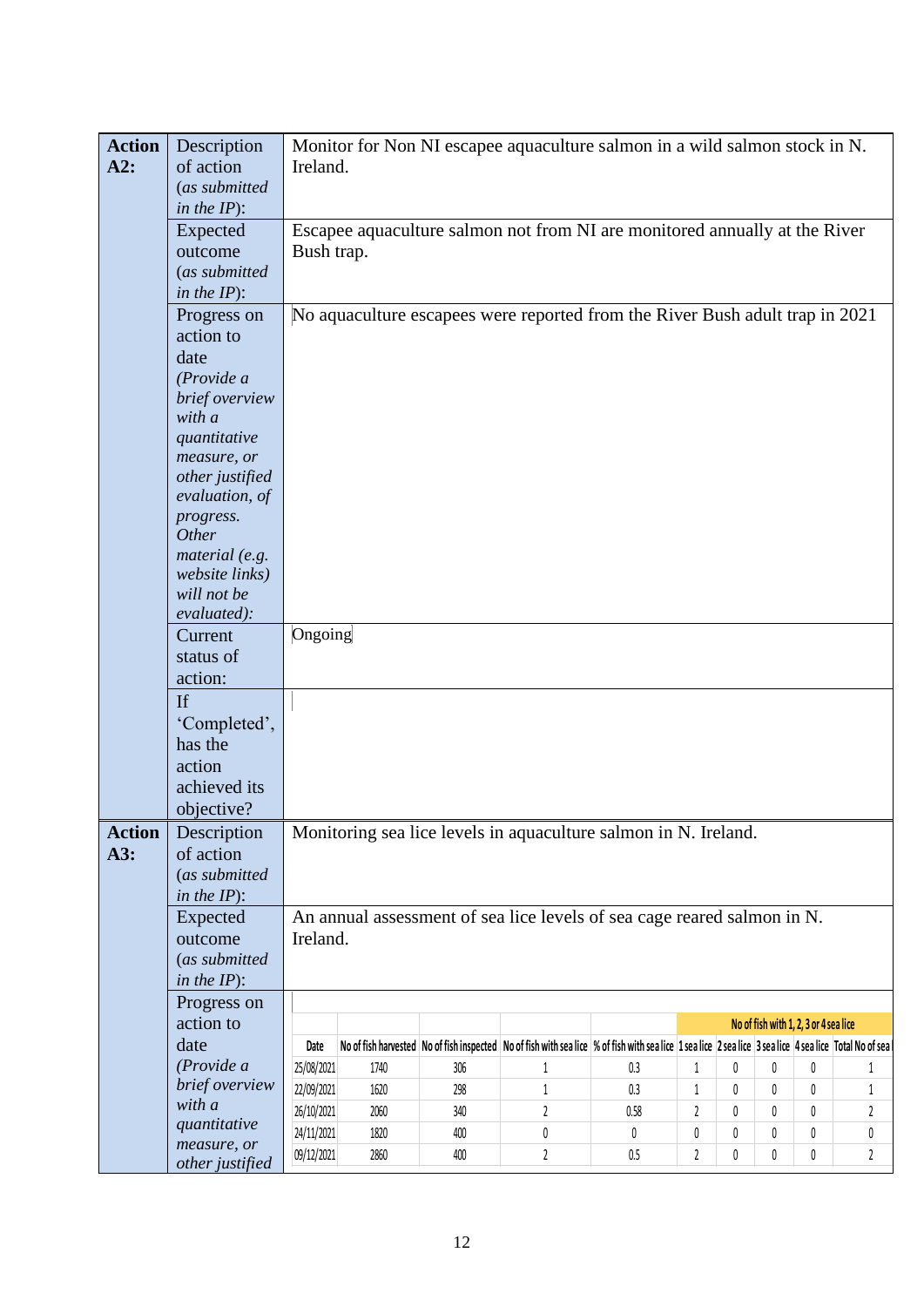| Action A2: | Description of action (*as submitted in the IP*): | Monitor for Non NI escapee aquaculture salmon in a wild salmon stock in N. Ireland. |
|---|---|---|
| | Expected outcome (*as submitted in the IP*): | Escapee aquaculture salmon not from NI are monitored annually at the River Bush trap. |
| | Progress on action to date *(Provide a brief overview with a quantitative measure, or other justified evaluation, of progress. Other material (e.g. website links) will not be evaluated)*: | No aquaculture escapees were reported from the River Bush adult trap in 2021 |
| | Current status of action: | Ongoing |
| | If 'Completed', has the action achieved its objective? | |
| **Action A3:** | Description of action (*as submitted in the IP*): | Monitoring sea lice levels in aquaculture salmon in N. Ireland. |
| | Expected outcome (*as submitted in the IP*): | An annual assessment of sea lice levels of sea cage reared salmon in N. Ireland. |
| | Progress on action to date *(Provide a brief overview with a quantitative measure, or other justified* | (see table below) |

| | | | | | No of fish with 1, 2, 3 or 4 sea lice | | | | |
|---|---|---|---|---|---|---|---|---|---|
| Date | No of fish harvested | No of fish inspected | No of fish with sea lice | % of fish with sea lice | 1 sea lice | 2 sea lice | 3 sea lice | 4 sea lice | Total No of sea l |
| 25/08/2021 | 1740 | 306 | 1 | 0.3 | 1 | 0 | 0 | 0 | 1 |
| 22/09/2021 | 1620 | 298 | 1 | 0.3 | 1 | 0 | 0 | 0 | 1 |
| 26/10/2021 | 2060 | 340 | 2 | 0.58 | 2 | 0 | 0 | 0 | 2 |
| 24/11/2021 | 1820 | 400 | 0 | 0 | 0 | 0 | 0 | 0 | 0 |
| 09/12/2021 | 2860 | 400 | 2 | 0.5 | 2 | 0 | 0 | 0 | 2 |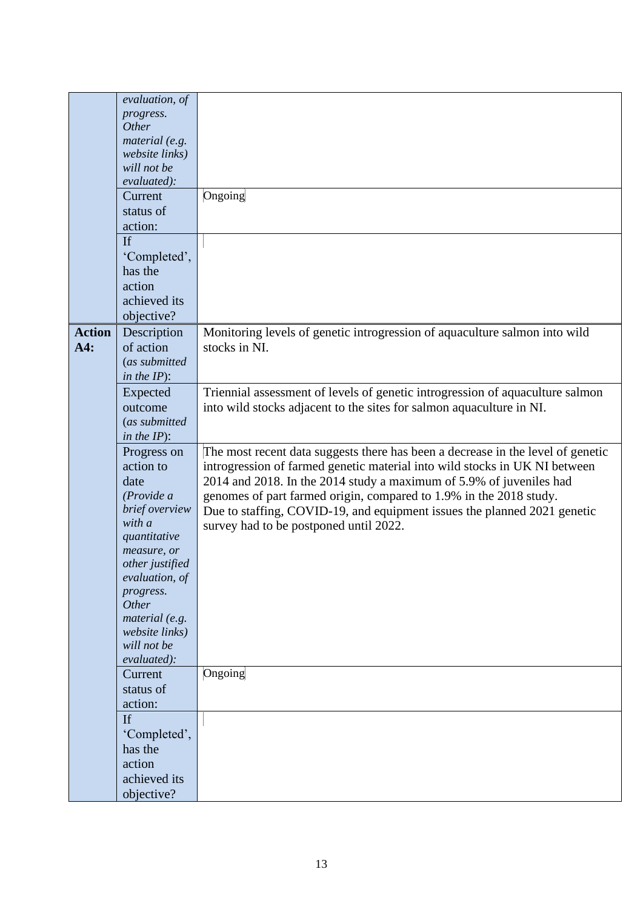| | | |
|---|---|---|
| | *evaluation, of progress. Other material (e.g. website links) will not be evaluated):* | |
| | Current status of action: | Ongoing |
| | If 'Completed', has the action achieved its objective? | |
| **Action A4:** | Description of action (*as submitted in the IP*): | Monitoring levels of genetic introgression of aquaculture salmon into wild stocks in NI. |
| | Expected outcome (*as submitted in the IP*): | Triennial assessment of levels of genetic introgression of aquaculture salmon into wild stocks adjacent to the sites for salmon aquaculture in NI. |
| | Progress on action to date *(Provide a brief overview with a quantitative measure, or other justified evaluation, of progress. Other material (e.g. website links) will not be evaluated):* | The most recent data suggests there has been a decrease in the level of genetic introgression of farmed genetic material into wild stocks in UK NI between 2014 and 2018. In the 2014 study a maximum of 5.9% of juveniles had genomes of part farmed origin, compared to 1.9% in the 2018 study.<br>Due to staffing, COVID-19, and equipment issues the planned 2021 genetic survey had to be postponed until 2022. |
| | Current status of action: | Ongoing |
| | If 'Completed', has the action achieved its objective? | |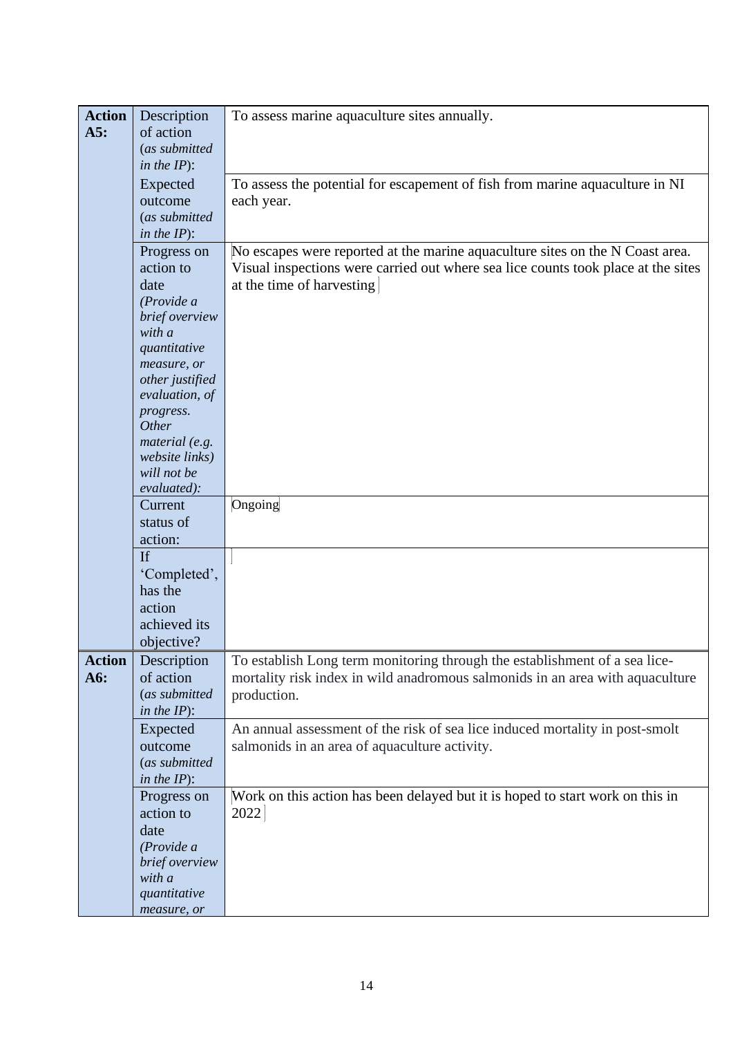| | | |
|---|---|---|
| **Action A5:** | Description of action (*as submitted in the IP*): | To assess marine aquaculture sites annually. |
| | Expected outcome (*as submitted in the IP*): | To assess the potential for escapement of fish from marine aquaculture in NI each year. |
| | Progress on action to date *(Provide a brief overview with a quantitative measure, or other justified evaluation, of progress. Other material (e.g. website links) will not be evaluated):* | No escapes were reported at the marine aquaculture sites on the N Coast area. Visual inspections were carried out where sea lice counts took place at the sites at the time of harvesting |
| | Current status of action: | Ongoing |
| | If 'Completed', has the action achieved its objective? | |
| **Action A6:** | Description of action (*as submitted in the IP*): | To establish Long term monitoring through the establishment of a sea lice-mortality risk index in wild anadromous salmonids in an area with aquaculture production. |
| | Expected outcome (*as submitted in the IP*): | An annual assessment of the risk of sea lice induced mortality in post-smolt salmonids in an area of aquaculture activity. |
| | Progress on action to date *(Provide a brief overview with a quantitative measure, or* | Work on this action has been delayed but it is hoped to start work on this in 2022 |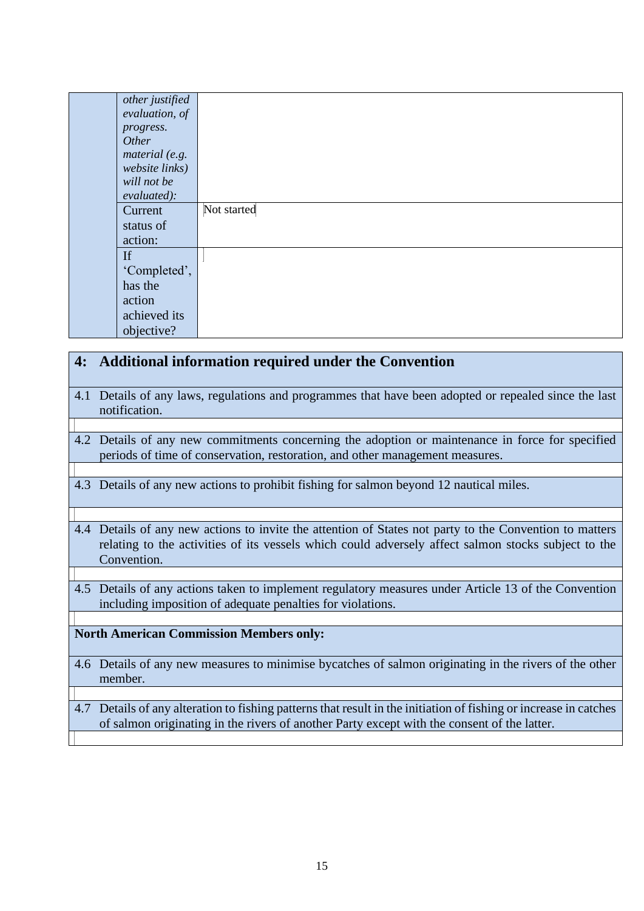| | | |
|---|---|---|
| | *other justified evaluation, of progress. Other material (e.g. website links) will not be evaluated):* | |
| | Current status of action: | Not started |
| | If 'Completed', has the action achieved its objective? | |

| |
|---|
| **4: Additional information required under the Convention** |
| 4.1 Details of any laws, regulations and programmes that have been adopted or repealed since the last notification. |
| |
| 4.2 Details of any new commitments concerning the adoption or maintenance in force for specified periods of time of conservation, restoration, and other management measures. |
| |
| 4.3 Details of any new actions to prohibit fishing for salmon beyond 12 nautical miles. |
| |
| 4.4 Details of any new actions to invite the attention of States not party to the Convention to matters relating to the activities of its vessels which could adversely affect salmon stocks subject to the Convention. |
| |
| 4.5 Details of any actions taken to implement regulatory measures under Article 13 of the Convention including imposition of adequate penalties for violations. |
| |
| **North American Commission Members only:** |
| 4.6 Details of any new measures to minimise bycatches of salmon originating in the rivers of the other member. |
| |
| 4.7 Details of any alteration to fishing patterns that result in the initiation of fishing or increase in catches of salmon originating in the rivers of another Party except with the consent of the latter. |
| |